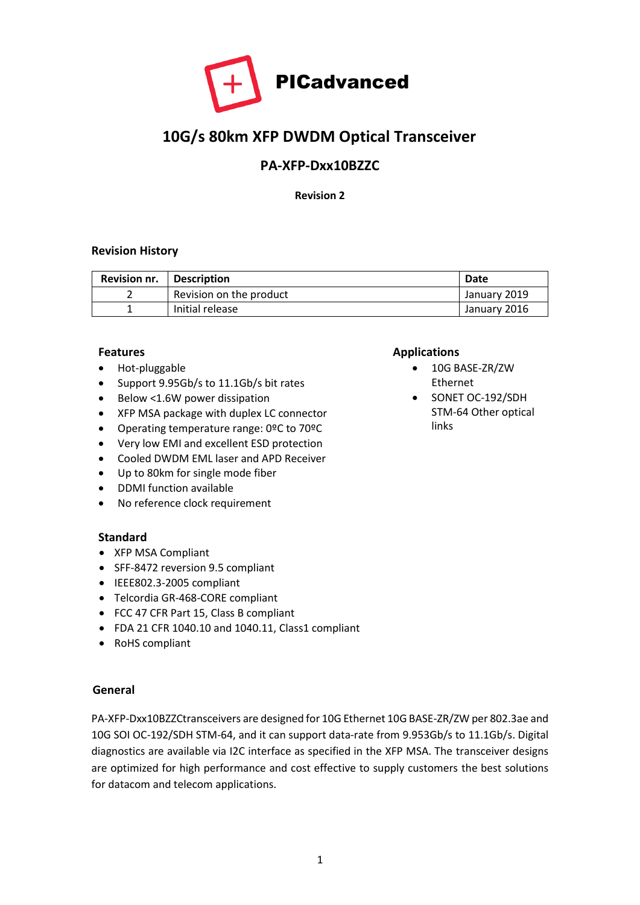# PICadvanced

## 10G/s 80km XFP DWDM Optical Transceiver

### PA-XFP-Dxx10BZZC

**Revision 2**

### Revision History

| Revision nr. | Description | Date |
|---|---|---|
| 2 | Revision on the product | January 2019 |
| 1 | Initial release | January 2016 |

### Features

- Hot-pluggable
- Support 9.95Gb/s to 11.1Gb/s bit rates
- Below <1.6W power dissipation
- XFP MSA package with duplex LC connector
- Operating temperature range: 0ºC to 70ºC
- Very low EMI and excellent ESD protection
- Cooled DWDM EML laser and APD Receiver
- Up to 80km for single mode fiber
- DDMI function available
- No reference clock requirement

### Applications

- 10G BASE-ZR/ZW Ethernet
- SONET OC-192/SDH STM-64 Other optical links

### Standard

- XFP MSA Compliant
- SFF-8472 reversion 9.5 compliant
- IEEE802.3-2005 compliant
- Telcordia GR-468-CORE compliant
- FCC 47 CFR Part 15, Class B compliant
- FDA 21 CFR 1040.10 and 1040.11, Class1 compliant
- RoHS compliant

### General

PA-XFP-Dxx10BZZCtransceivers are designed for 10G Ethernet 10G BASE-ZR/ZW per 802.3ae and 10G SOI OC-192/SDH STM-64, and it can support data-rate from 9.953Gb/s to 11.1Gb/s. Digital diagnostics are available via I2C interface as specified in the XFP MSA. The transceiver designs are optimized for high performance and cost effective to supply customers the best solutions for datacom and telecom applications.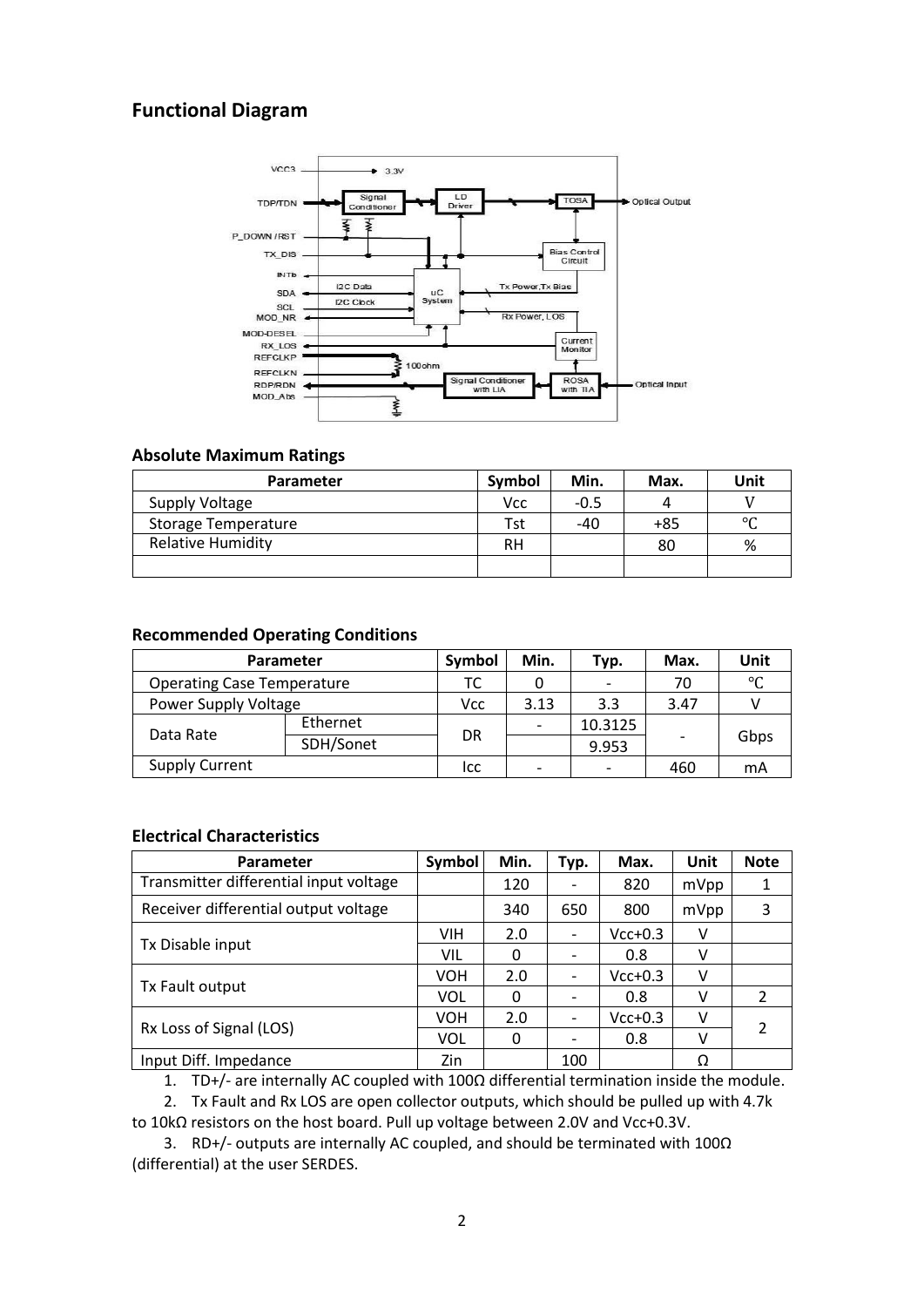## Functional Diagram

### Absolute Maximum Ratings

| Parameter | Symbol | Min. | Max. | Unit |
|---|---|---|---|---|
| Supply Voltage | Vcc | -0.5 | 4 | V |
| Storage Temperature | Tst | -40 | +85 | ℃ |
| Relative Humidity | RH | | 80 | % |
| | | | | |

### Recommended Operating Conditions

| Parameter | | Symbol | Min. | Typ. | Max. | Unit |
|---|---|---|---|---|---|---|
| Operating Case Temperature | | TC | 0 | - | 70 | ℃ |
| Power Supply Voltage | | Vcc | 3.13 | 3.3 | 3.47 | V |
| Data Rate | Ethernet | DR | - | 10.3125 | - | Gbps |
| | SDH/Sonet | | | 9.953 | | |
| Supply Current | | Icc | - | - | 460 | mA |

### Electrical Characteristics

| Parameter | Symbol | Min. | Typ. | Max. | Unit | Note |
|---|---|---|---|---|---|---|
| Transmitter differential input voltage | | 120 | - | 820 | mVpp | 1 |
| Receiver differential output voltage | | 340 | 650 | 800 | mVpp | 3 |
| Tx Disable input | VIH | 2.0 | - | Vcc+0.3 | V | |
| | VIL | 0 | - | 0.8 | V | |
| Tx Fault output | VOH | 2.0 | - | Vcc+0.3 | V | |
| | VOL | 0 | - | 0.8 | V | 2 |
| Rx Loss of Signal (LOS) | VOH | 2.0 | - | Vcc+0.3 | V | 2 |
| | VOL | 0 | - | 0.8 | V | |
| Input Diff. Impedance | Zin | | 100 | | Ω | |

1. TD+/- are internally AC coupled with 100Ω differential termination inside the module.
2. Tx Fault and Rx LOS are open collector outputs, which should be pulled up with 4.7k to 10kΩ resistors on the host board. Pull up voltage between 2.0V and Vcc+0.3V.
3. RD+/- outputs are internally AC coupled, and should be terminated with 100Ω (differential) at the user SERDES.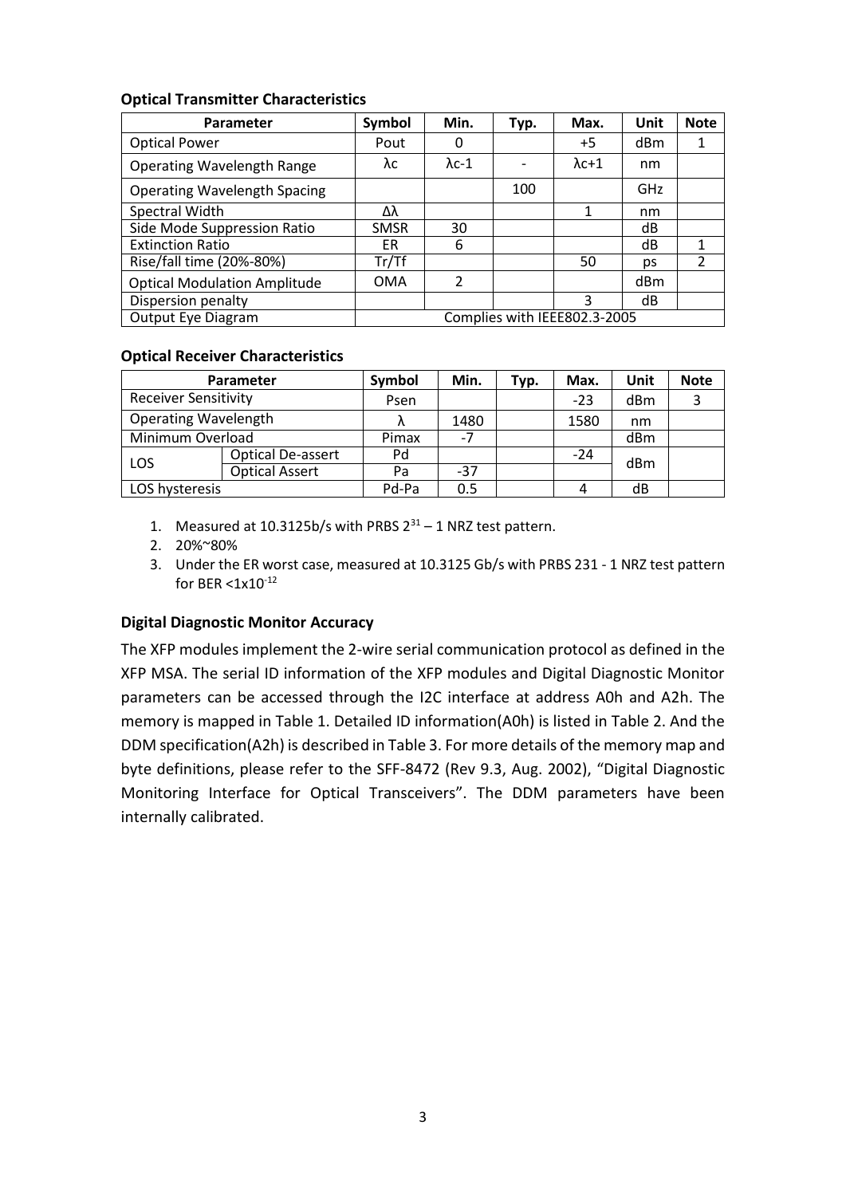**Optical Transmitter Characteristics**

| Parameter | Symbol | Min. | Typ. | Max. | Unit | Note |
|---|---|---|---|---|---|---|
| Optical Power | Pout | 0 | | +5 | dBm | 1 |
| Operating Wavelength Range | λc | λc-1 | - | λc+1 | nm | |
| Operating Wavelength Spacing | | | 100 | | GHz | |
| Spectral Width | Δλ | | | 1 | nm | |
| Side Mode Suppression Ratio | SMSR | 30 | | | dB | |
| Extinction Ratio | ER | 6 | | | dB | 1 |
| Rise/fall time (20%-80%) | Tr/Tf | | | 50 | ps | 2 |
| Optical Modulation Amplitude | OMA | 2 | | | dBm | |
| Dispersion penalty | | | | 3 | dB | |
| Output Eye Diagram | Complies with IEEE802.3-2005 | | | | | |

**Optical Receiver Characteristics**

| Parameter | | Symbol | Min. | Typ. | Max. | Unit | Note |
|---|---|---|---|---|---|---|---|
| Receiver Sensitivity | | Psen | | | -23 | dBm | 3 |
| Operating Wavelength | | λ | 1480 | | 1580 | nm | |
| Minimum Overload | | Pimax | -7 | | | dBm | |
| LOS | Optical De-assert | Pd | | | -24 | dBm | |
| | Optical Assert | Pa | -37 | | | | |
| LOS hysteresis | | Pd-Pa | 0.5 | | 4 | dB | |

1. Measured at 10.3125b/s with PRBS $2^{31} - 1$ NRZ test pattern.
2. 20%~80%
3. Under the ER worst case, measured at 10.3125 Gb/s with PRBS 231 - 1 NRZ test pattern for BER $<1x10^{-12}$

**Digital Diagnostic Monitor Accuracy**

The XFP modules implement the 2-wire serial communication protocol as defined in the XFP MSA. The serial ID information of the XFP modules and Digital Diagnostic Monitor parameters can be accessed through the I2C interface at address A0h and A2h. The memory is mapped in Table 1. Detailed ID information(A0h) is listed in Table 2. And the DDM specification(A2h) is described in Table 3. For more details of the memory map and byte definitions, please refer to the SFF-8472 (Rev 9.3, Aug. 2002), "Digital Diagnostic Monitoring Interface for Optical Transceivers". The DDM parameters have been internally calibrated.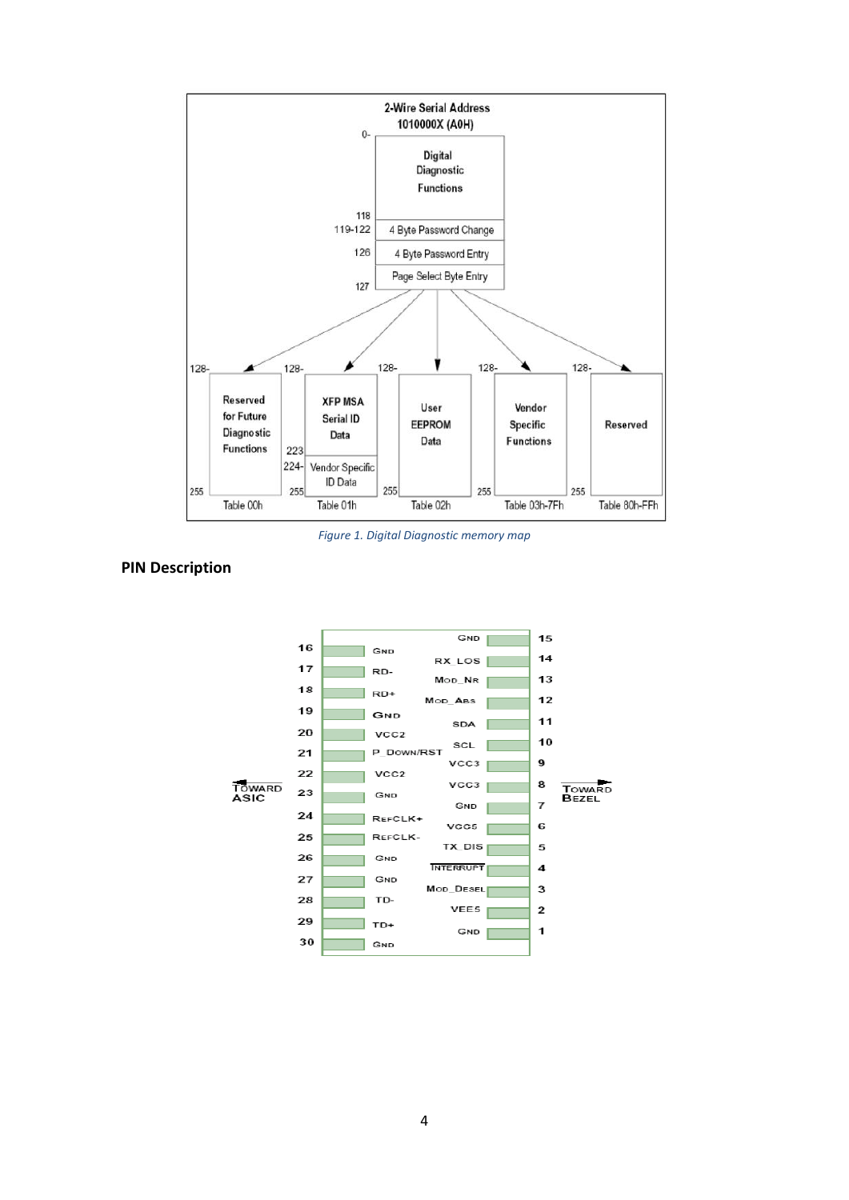Figure 1. Digital Diagnostic memory map

## PIN Description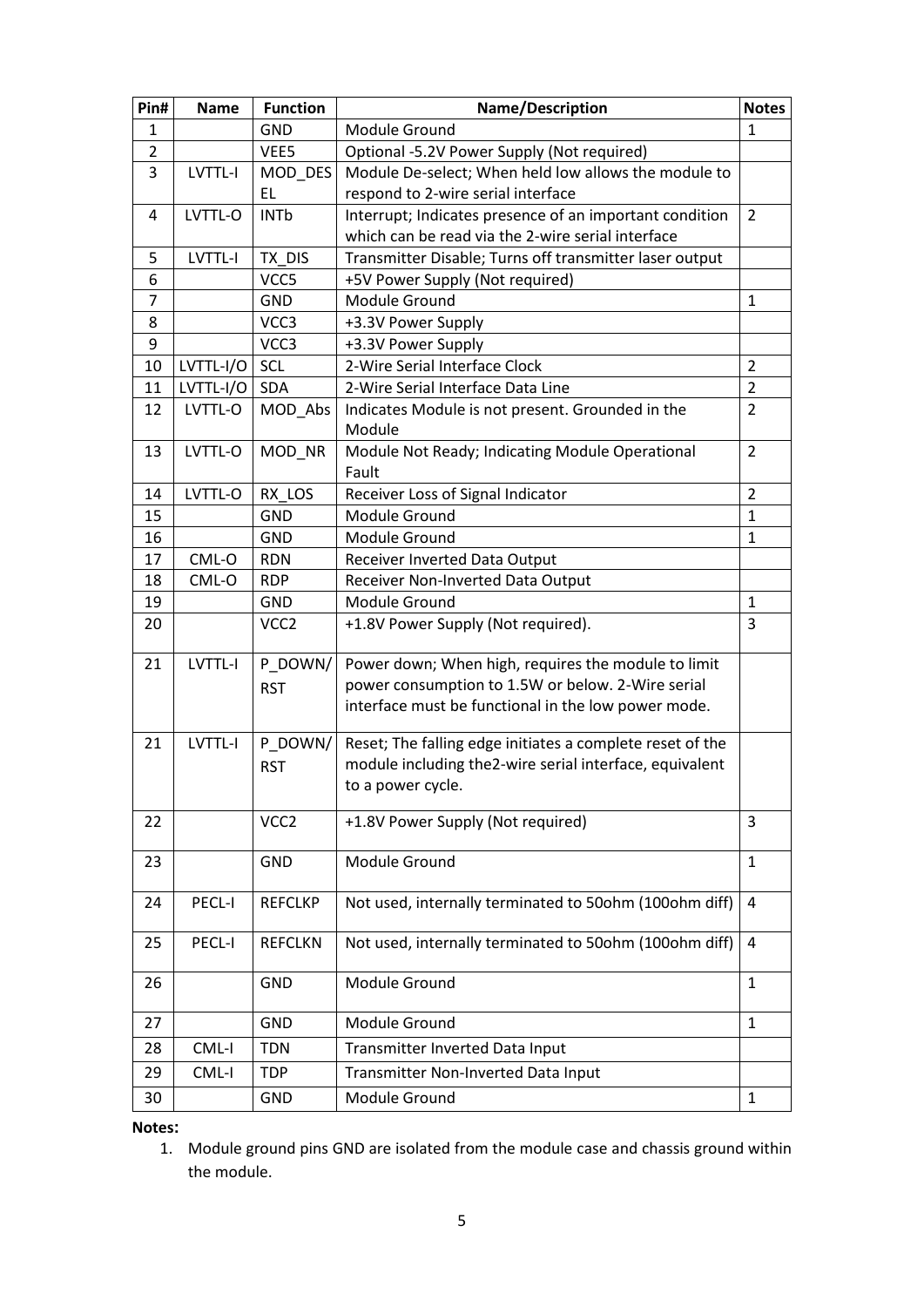| Pin# | Name | Function | Name/Description | Notes |
|---|---|---|---|---|
| 1 | | GND | Module Ground | 1 |
| 2 | | VEE5 | Optional -5.2V Power Supply (Not required) | |
| 3 | LVTTL-I | MOD_DESEL | Module De-select; When held low allows the module to respond to 2-wire serial interface | |
| 4 | LVTTL-O | INTb | Interrupt; Indicates presence of an important condition which can be read via the 2-wire serial interface | 2 |
| 5 | LVTTL-I | TX_DIS | Transmitter Disable; Turns off transmitter laser output | |
| 6 | | VCC5 | +5V Power Supply (Not required) | |
| 7 | | GND | Module Ground | 1 |
| 8 | | VCC3 | +3.3V Power Supply | |
| 9 | | VCC3 | +3.3V Power Supply | |
| 10 | LVTTL-I/O | SCL | 2-Wire Serial Interface Clock | 2 |
| 11 | LVTTL-I/O | SDA | 2-Wire Serial Interface Data Line | 2 |
| 12 | LVTTL-O | MOD_Abs | Indicates Module is not present. Grounded in the Module | 2 |
| 13 | LVTTL-O | MOD_NR | Module Not Ready; Indicating Module Operational Fault | 2 |
| 14 | LVTTL-O | RX_LOS | Receiver Loss of Signal Indicator | 2 |
| 15 | | GND | Module Ground | 1 |
| 16 | | GND | Module Ground | 1 |
| 17 | CML-O | RDN | Receiver Inverted Data Output | |
| 18 | CML-O | RDP | Receiver Non-Inverted Data Output | |
| 19 | | GND | Module Ground | 1 |
| 20 | | VCC2 | +1.8V Power Supply (Not required). | 3 |
| 21 | LVTTL-I | P_DOWN/RST | Power down; When high, requires the module to limit power consumption to 1.5W or below. 2-Wire serial interface must be functional in the low power mode. | |
| 21 | LVTTL-I | P_DOWN/RST | Reset; The falling edge initiates a complete reset of the module including the2-wire serial interface, equivalent to a power cycle. | |
| 22 | | VCC2 | +1.8V Power Supply (Not required) | 3 |
| 23 | | GND | Module Ground | 1 |
| 24 | PECL-I | REFCLKP | Not used, internally terminated to 50ohm (100ohm diff) | 4 |
| 25 | PECL-I | REFCLKN | Not used, internally terminated to 50ohm (100ohm diff) | 4 |
| 26 | | GND | Module Ground | 1 |
| 27 | | GND | Module Ground | 1 |
| 28 | CML-I | TDN | Transmitter Inverted Data Input | |
| 29 | CML-I | TDP | Transmitter Non-Inverted Data Input | |
| 30 | | GND | Module Ground | 1 |

**Notes:**

1. Module ground pins GND are isolated from the module case and chassis ground within the module.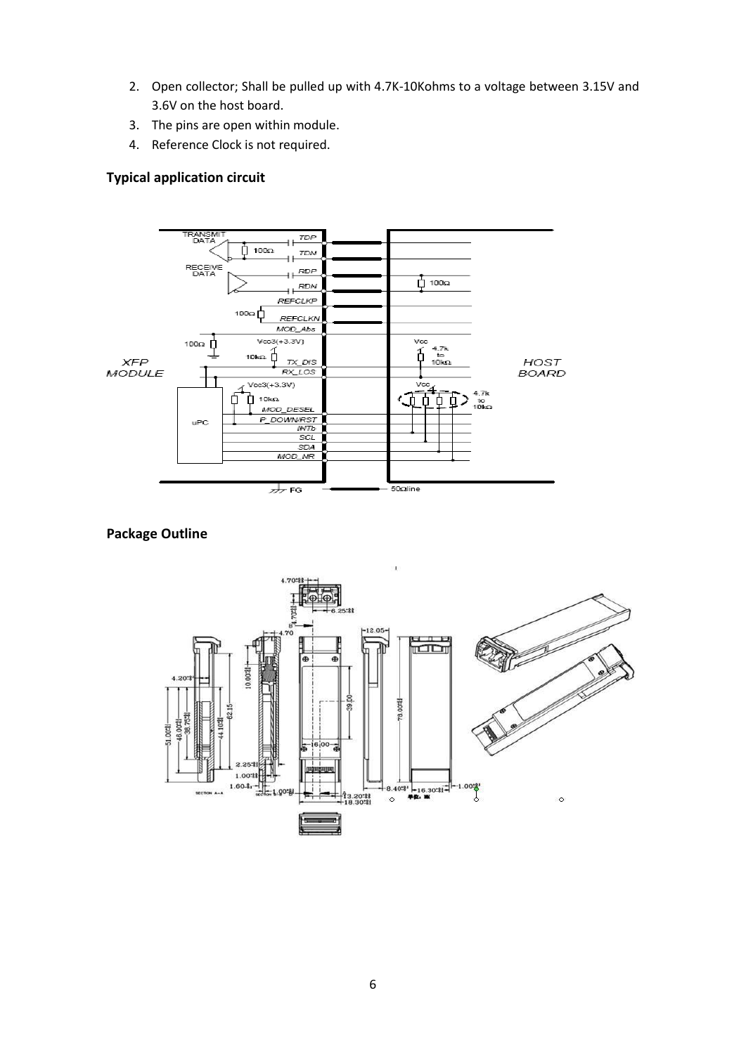2. Open collector; Shall be pulled up with 4.7K-10Kohms to a voltage between 3.15V and 3.6V on the host board.
3. The pins are open within module.
4. Reference Clock is not required.

**Typical application circuit**

**Package Outline**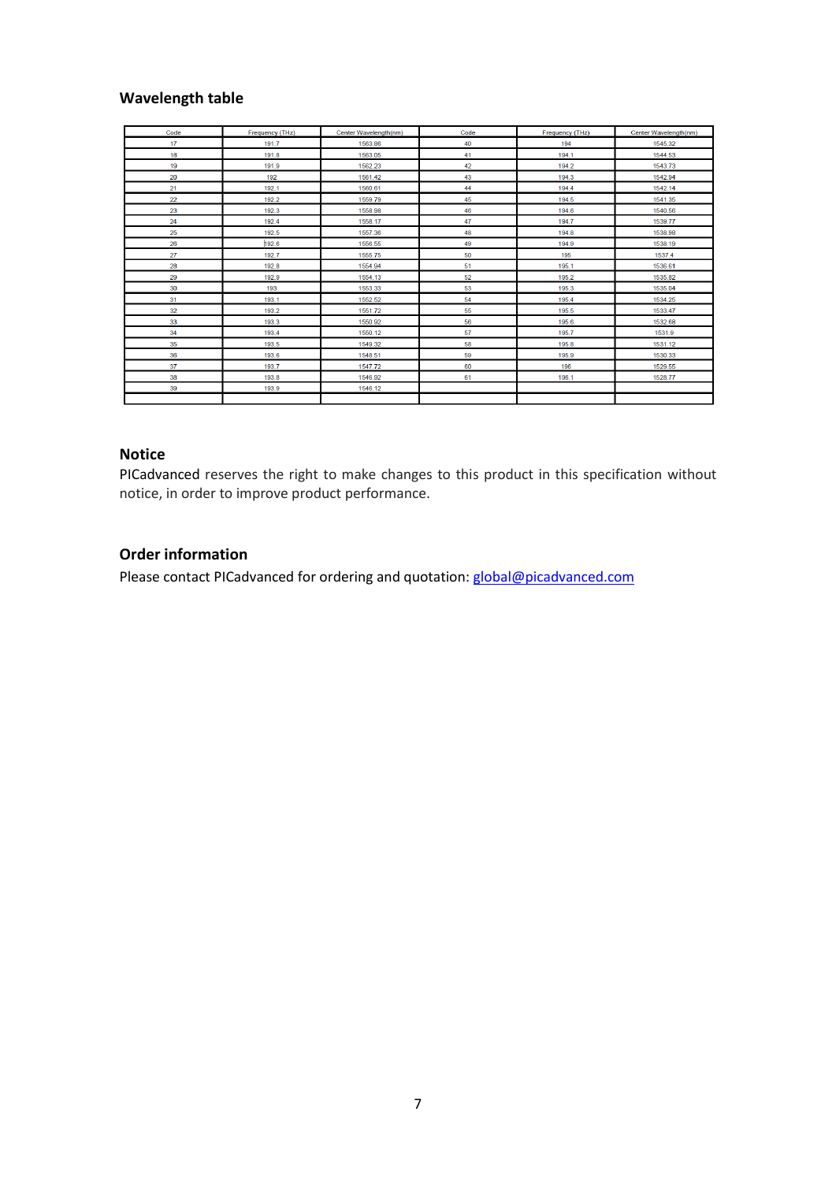## Wavelength table

| Code | Frequency (THz) | Center Wavelength(nm) | Code | Frequency (THz) | Center Wavelength(nm) |
|---|---|---|---|---|---|
| 17 | 191.7 | 1563.86 | 40 | 194 | 1545.32 |
| 18 | 191.8 | 1563.05 | 41 | 194.1 | 1544.53 |
| 19 | 191.9 | 1562.23 | 42 | 194.2 | 1543.73 |
| 20 | 192 | 1561.42 | 43 | 194.3 | 1542.94 |
| 21 | 192.1 | 1560.61 | 44 | 194.4 | 1542.14 |
| 22 | 192.2 | 1559.79 | 45 | 194.5 | 1541.35 |
| 23 | 192.3 | 1558.98 | 46 | 194.6 | 1540.56 |
| 24 | 192.4 | 1558.17 | 47 | 194.7 | 1539.77 |
| 25 | 192.5 | 1557.36 | 48 | 194.8 | 1538.98 |
| 26 | 192.6 | 1556.55 | 49 | 194.9 | 1538.19 |
| 27 | 192.7 | 1555.75 | 50 | 195 | 1537.4 |
| 28 | 192.8 | 1554.94 | 51 | 195.1 | 1536.61 |
| 29 | 192.9 | 1554.13 | 52 | 195.2 | 1535.82 |
| 30 | 193 | 1553.33 | 53 | 195.3 | 1535.04 |
| 31 | 193.1 | 1552.52 | 54 | 195.4 | 1534.25 |
| 32 | 193.2 | 1551.72 | 55 | 195.5 | 1533.47 |
| 33 | 193.3 | 1550.92 | 56 | 195.6 | 1532.68 |
| 34 | 193.4 | 1550.12 | 57 | 195.7 | 1531.9 |
| 35 | 193.5 | 1549.32 | 58 | 195.8 | 1531.12 |
| 36 | 193.6 | 1548.51 | 59 | 195.9 | 1530.33 |
| 37 | 193.7 | 1547.72 | 60 | 196 | 1529.55 |
| 38 | 193.8 | 1546.92 | 61 | 196.1 | 1528.77 |
| 39 | 193.9 | 1546.12 | | | |
| | | | | | |

## Notice

PICadvanced reserves the right to make changes to this product in this specification without notice, in order to improve product performance.

## Order information

Please contact PICadvanced for ordering and quotation: global@picadvanced.com